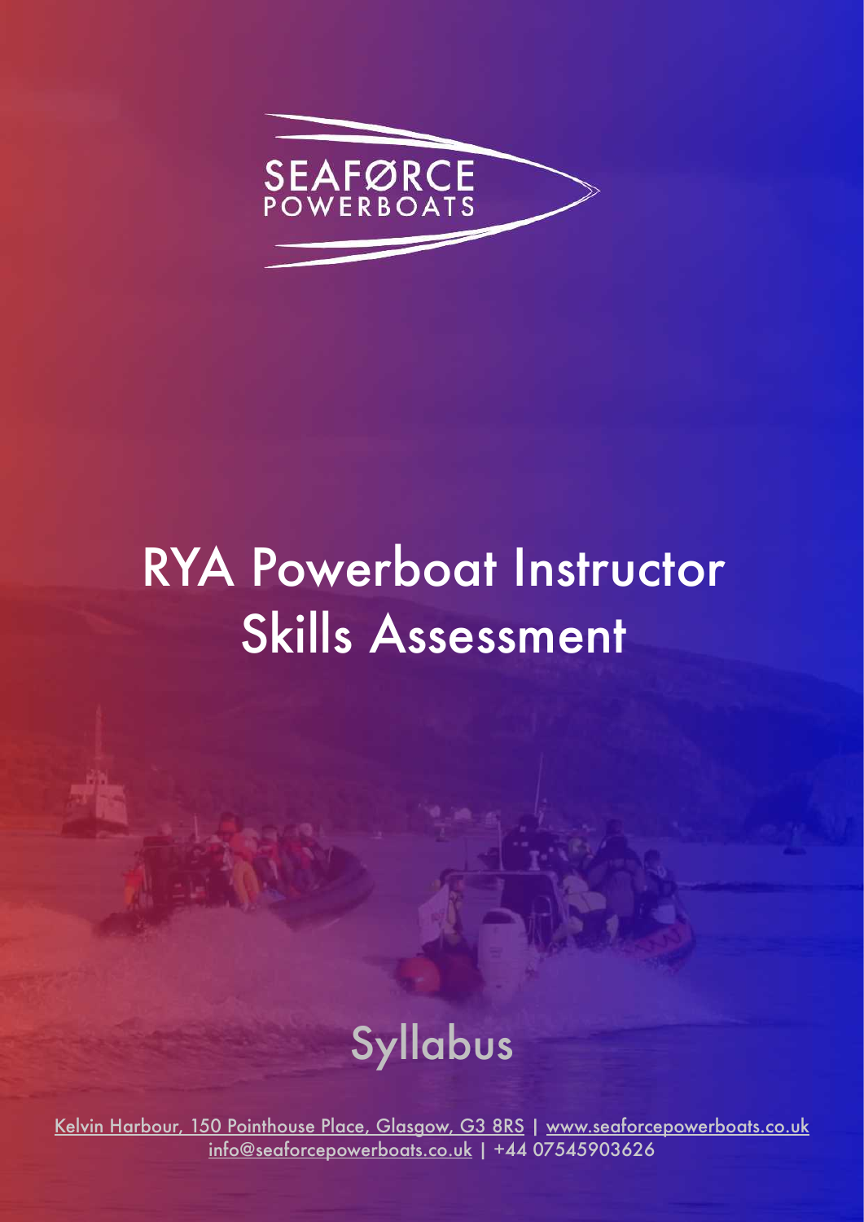SEAFØRCE
POWERBOATS

# RYA Powerboat Instructor Skills Assessment

## Syllabus

Kelvin Harbour, 150 Pointhouse Place, Glasgow, G3 8RS | www.seaforcepowerboats.co.uk
info@seaforcepowerboats.co.uk | +44 07545903626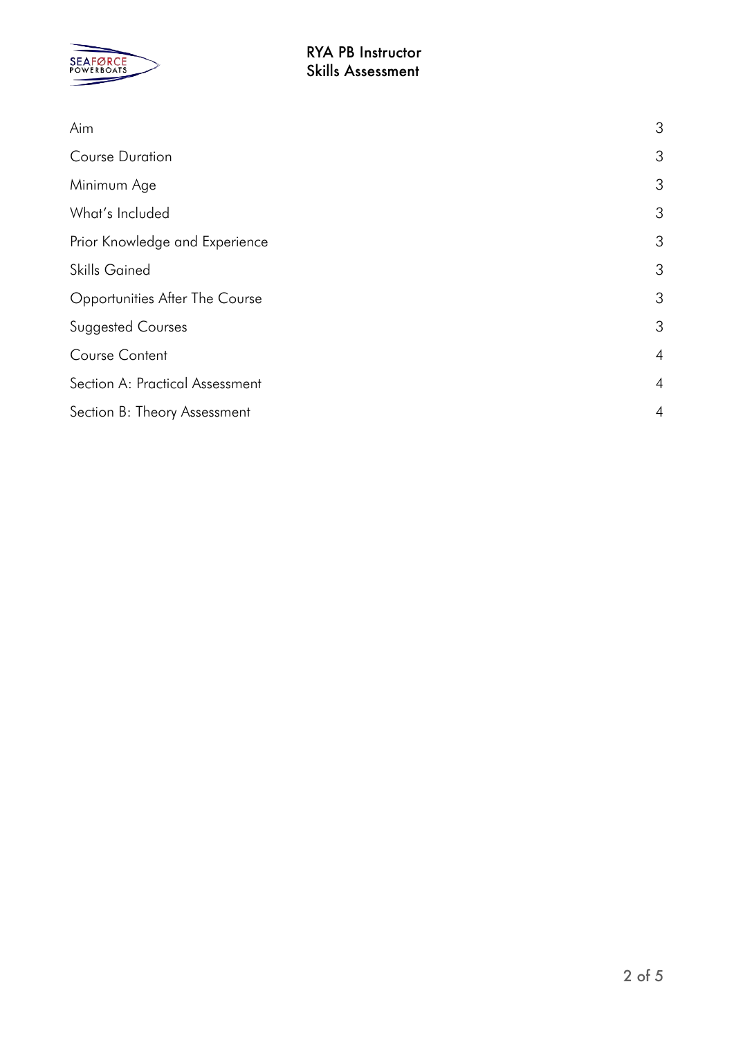| | |
|---|---|
| Aim | 3 |
| Course Duration | 3 |
| Minimum Age | 3 |
| What's Included | 3 |
| Prior Knowledge and Experience | 3 |
| Skills Gained | 3 |
| Opportunities After The Course | 3 |
| Suggested Courses | 3 |
| Course Content | 4 |
| Section A: Practical Assessment | 4 |
| Section B: Theory Assessment | 4 |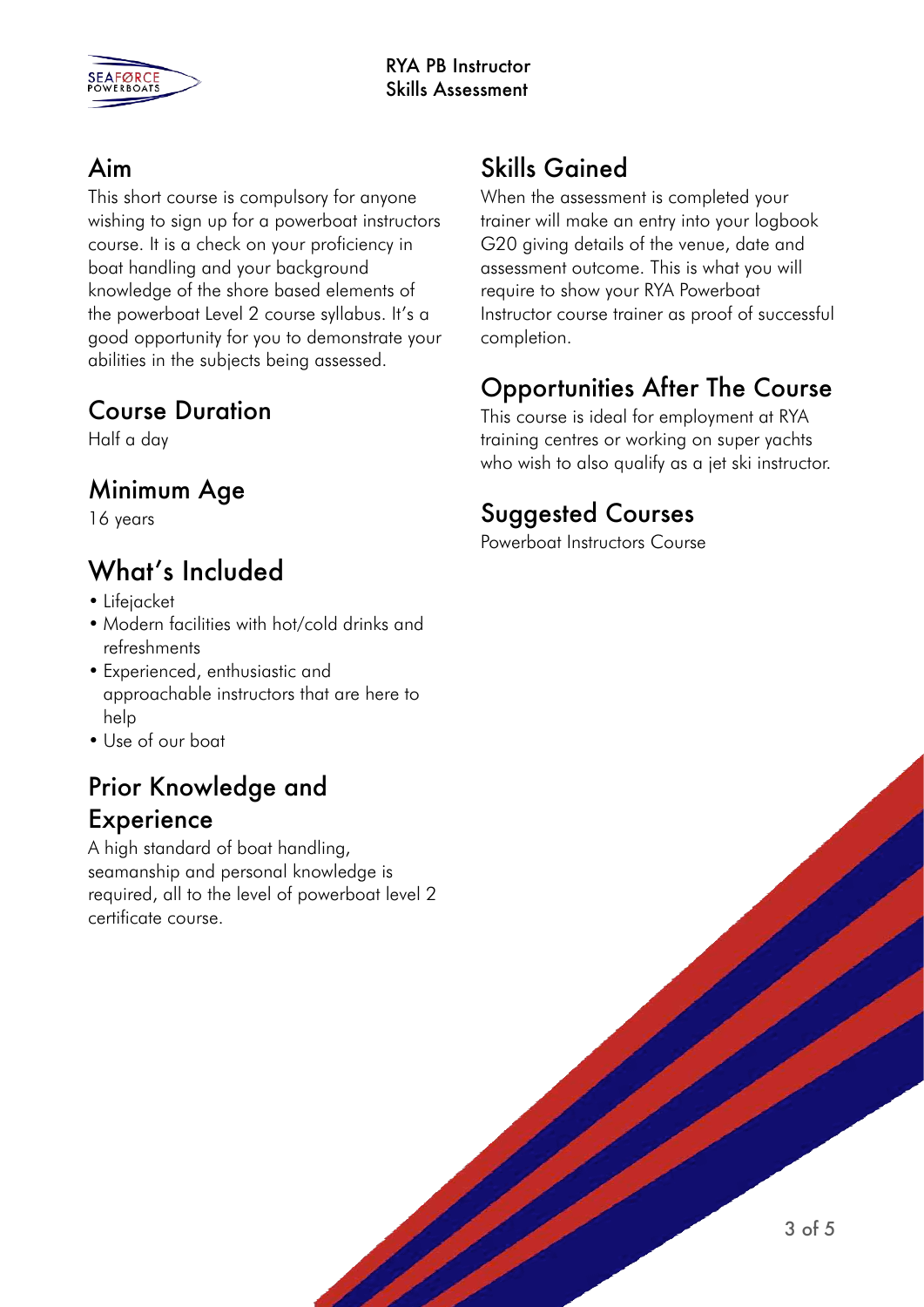# RYA PB Instructor Skills Assessment

## Aim

This short course is compulsory for anyone wishing to sign up for a powerboat instructors course. It is a check on your proficiency in boat handling and your background knowledge of the shore based elements of the powerboat Level 2 course syllabus. It's a good opportunity for you to demonstrate your abilities in the subjects being assessed.

## Course Duration

Half a day

## Minimum Age

16 years

## What's Included

- Lifejacket
- Modern facilities with hot/cold drinks and refreshments
- Experienced, enthusiastic and approachable instructors that are here to help
- Use of our boat

## Prior Knowledge and Experience

A high standard of boat handling, seamanship and personal knowledge is required, all to the level of powerboat level 2 certificate course.

## Skills Gained

When the assessment is completed your trainer will make an entry into your logbook G20 giving details of the venue, date and assessment outcome. This is what you will require to show your RYA Powerboat Instructor course trainer as proof of successful completion.

## Opportunities After The Course

This course is ideal for employment at RYA training centres or working on super yachts who wish to also qualify as a jet ski instructor.

## Suggested Courses

Powerboat Instructors Course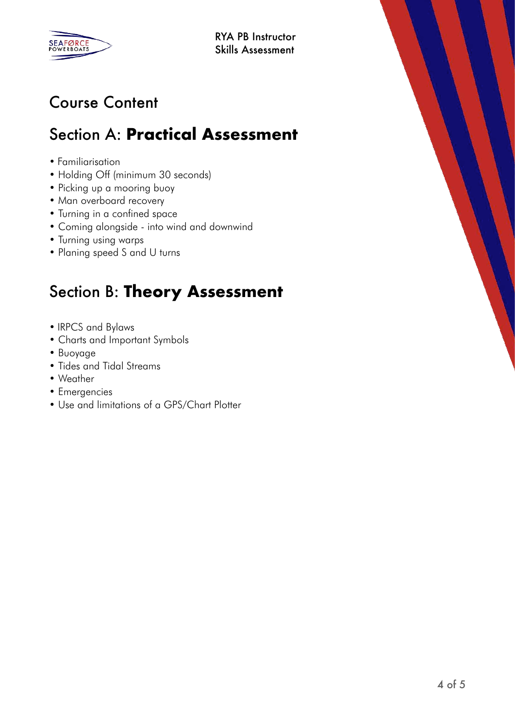# Course Content

## Section A: **Practical Assessment**

- Familiarisation
- Holding Off (minimum 30 seconds)
- Picking up a mooring buoy
- Man overboard recovery
- Turning in a confined space
- Coming alongside - into wind and downwind
- Turning using warps
- Planing speed S and U turns

## Section B: **Theory Assessment**

- IRPCS and Bylaws
- Charts and Important Symbols
- Buoyage
- Tides and Tidal Streams
- Weather
- Emergencies
- Use and limitations of a GPS/Chart Plotter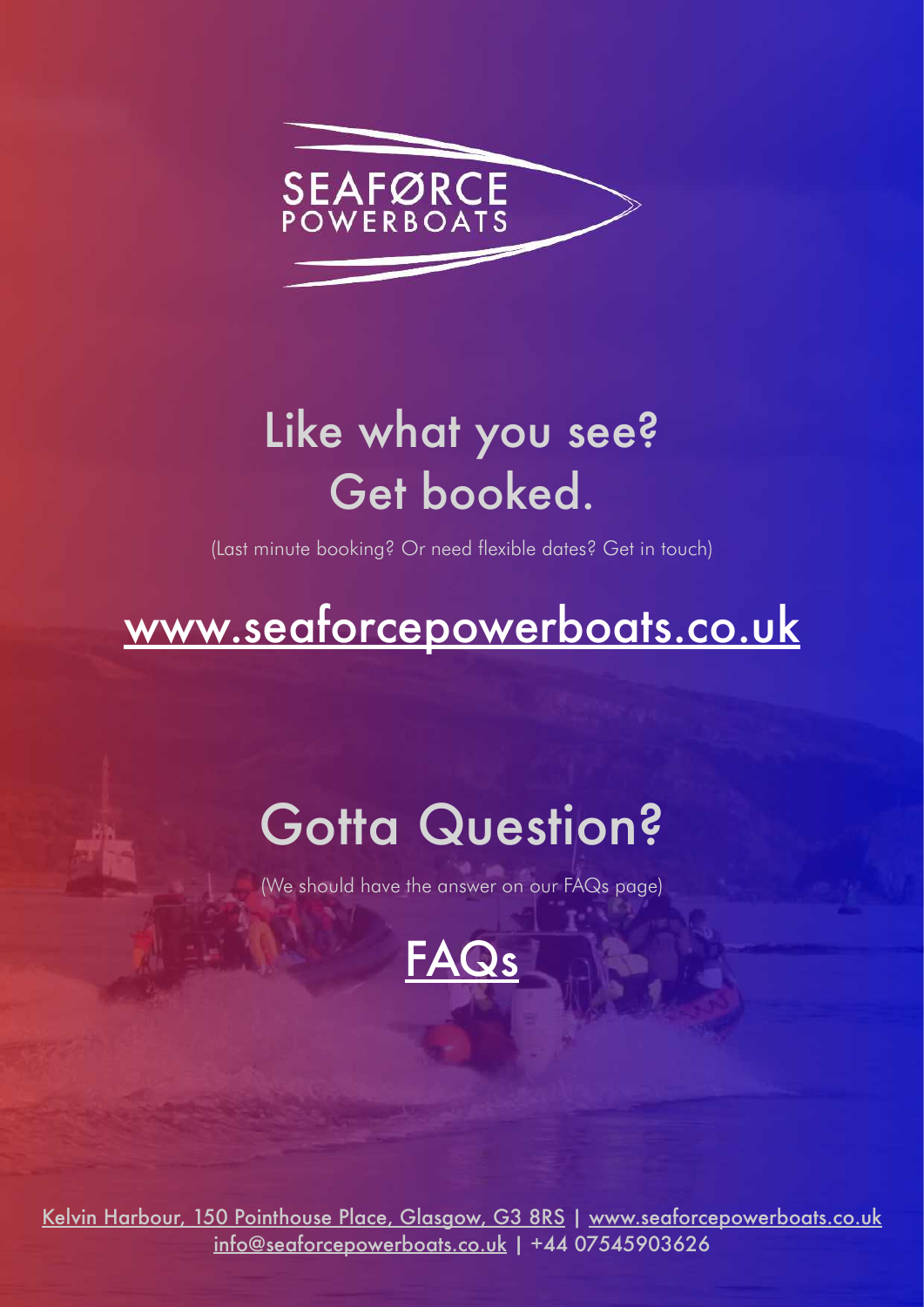SEAFØRCE
POWERBOATS

# Like what you see?
# Get booked.

(Last minute booking? Or need flexible dates? Get in touch)

## www.seaforcepowerboats.co.uk

# Gotta Question?

(We should have the answer on our FAQs page)

## FAQs

Kelvin Harbour, 150 Pointhouse Place, Glasgow, G3 8RS | www.seaforcepowerboats.co.uk
info@seaforcepowerboats.co.uk | +44 07545903626